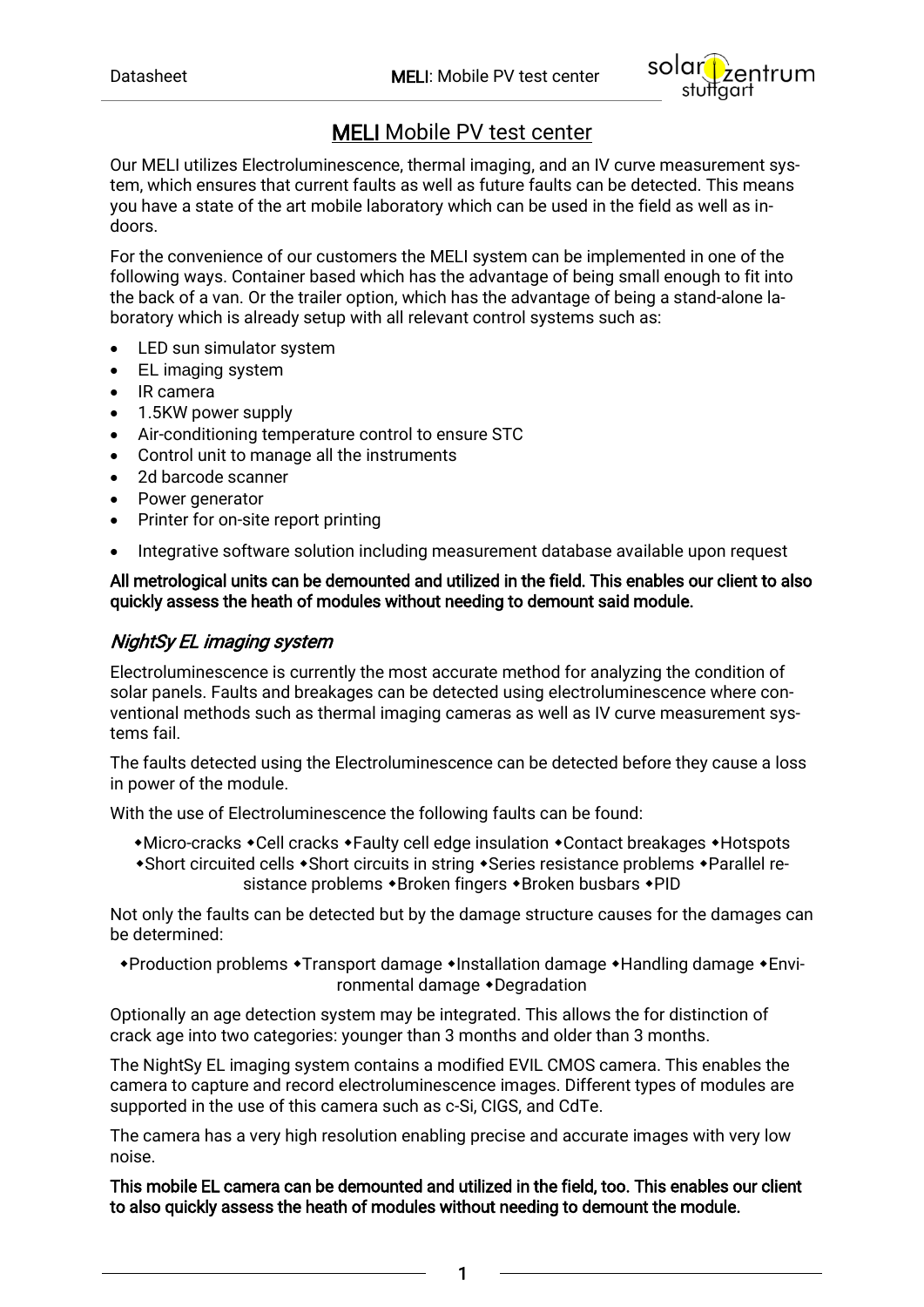# MELI Mobile PV test center

Our MELI utilizes Electroluminescence, thermal imaging, and an IV curve measurement system, which ensures that current faults as well as future faults can be detected. This means you have a state of the art mobile laboratory which can be used in the field as well as indoors.

For the convenience of our customers the MELI system can be implemented in one of the following ways. Container based which has the advantage of being small enough to fit into the back of a van. Or the trailer option, which has the advantage of being a stand-alone laboratory which is already setup with all relevant control systems such as:

- LED sun simulator system
- EL imaging system
- IR camera
- 1.5KW power supply
- Air-conditioning temperature control to ensure STC
- Control unit to manage all the instruments
- 2d barcode scanner
- Power generator
- Printer for on-site report printing
- Integrative software solution including measurement database available upon request

**All metrological units can be demounted and utilized in the field. This enables our client to also quickly assess the heath of modules without needing to demount said module.**

## *NightSy EL imaging system*

Electroluminescence is currently the most accurate method for analyzing the condition of solar panels. Faults and breakages can be detected using electroluminescence where conventional methods such as thermal imaging cameras as well as IV curve measurement systems fail.

The faults detected using the Electroluminescence can be detected before they cause a loss in power of the module.

With the use of Electroluminescence the following faults can be found:

⬩Micro-cracks ⬩Cell cracks ⬩Faulty cell edge insulation ⬩Contact breakages ⬩Hotspots ⬩Short circuited cells ⬩Short circuits in string ⬩Series resistance problems ⬩Parallel resistance problems ⬩Broken fingers ⬩Broken busbars ⬩PID

Not only the faults can be detected but by the damage structure causes for the damages can be determined:

⬩Production problems ⬩Transport damage ⬩Installation damage ⬩Handling damage ⬩Environmental damage ⬩Degradation

Optionally an age detection system may be integrated. This allows the for distinction of crack age into two categories: younger than 3 months and older than 3 months.

The NightSy EL imaging system contains a modified EVIL CMOS camera. This enables the camera to capture and record electroluminescence images. Different types of modules are supported in the use of this camera such as c-Si, CIGS, and CdTe.

The camera has a very high resolution enabling precise and accurate images with very low noise.

**This mobile EL camera can be demounted and utilized in the field, too. This enables our client to also quickly assess the heath of modules without needing to demount the module.**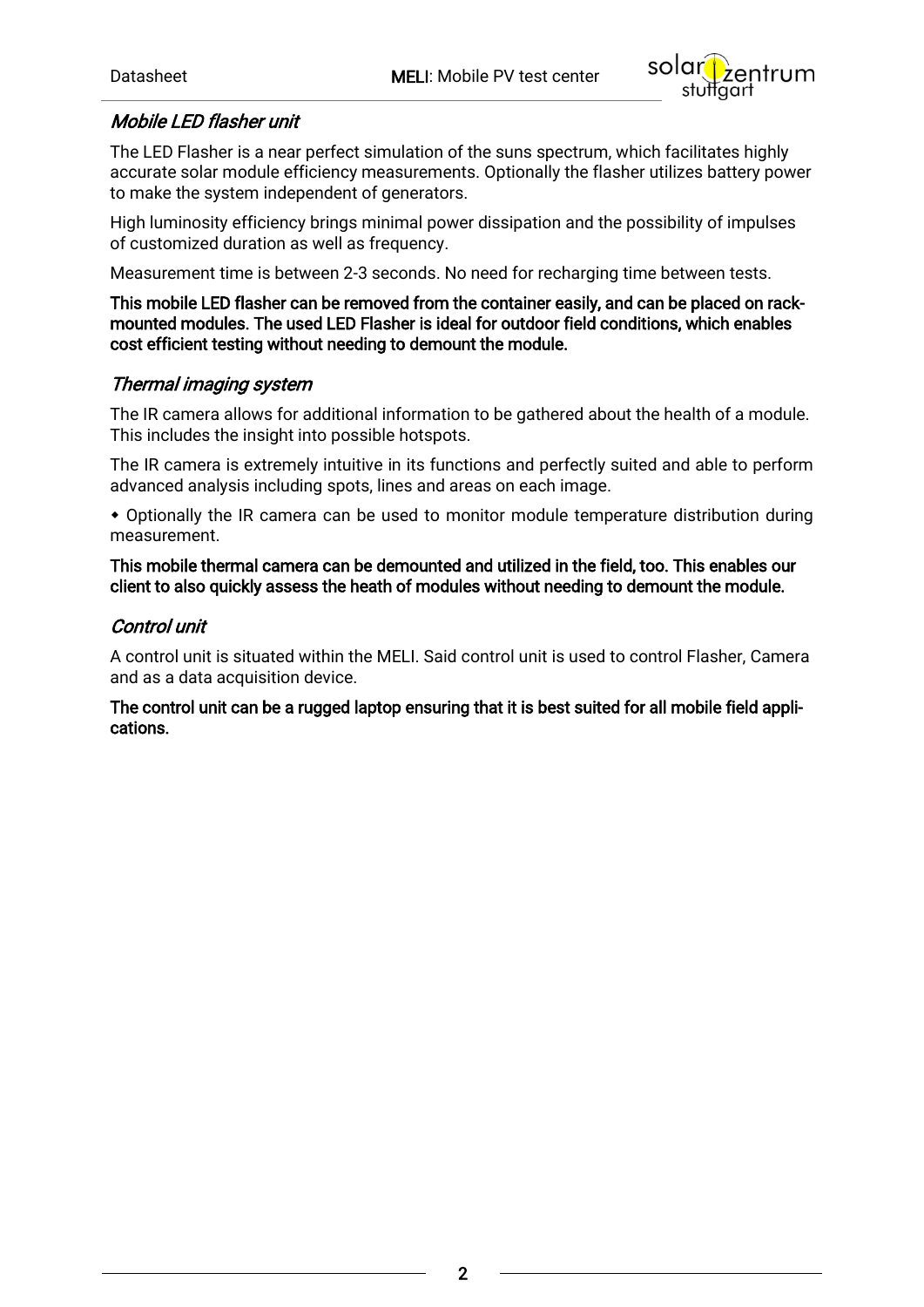### *Mobile LED flasher unit*

The LED Flasher is a near perfect simulation of the suns spectrum, which facilitates highly accurate solar module efficiency measurements. Optionally the flasher utilizes battery power to make the system independent of generators.

High luminosity efficiency brings minimal power dissipation and the possibility of impulses of customized duration as well as frequency.

Measurement time is between 2-3 seconds. No need for recharging time between tests.

**This mobile LED flasher can be removed from the container easily, and can be placed on rack-mounted modules. The used LED Flasher is ideal for outdoor field conditions, which enables cost efficient testing without needing to demount the module.**

### *Thermal imaging system*

The IR camera allows for additional information to be gathered about the health of a module. This includes the insight into possible hotspots.

The IR camera is extremely intuitive in its functions and perfectly suited and able to perform advanced analysis including spots, lines and areas on each image.

- Optionally the IR camera can be used to monitor module temperature distribution during measurement.

**This mobile thermal camera can be demounted and utilized in the field, too. This enables our client to also quickly assess the heath of modules without needing to demount the module.**

### *Control unit*

A control unit is situated within the MELI. Said control unit is used to control Flasher, Camera and as a data acquisition device.

**The control unit can be a rugged laptop ensuring that it is best suited for all mobile field applications.**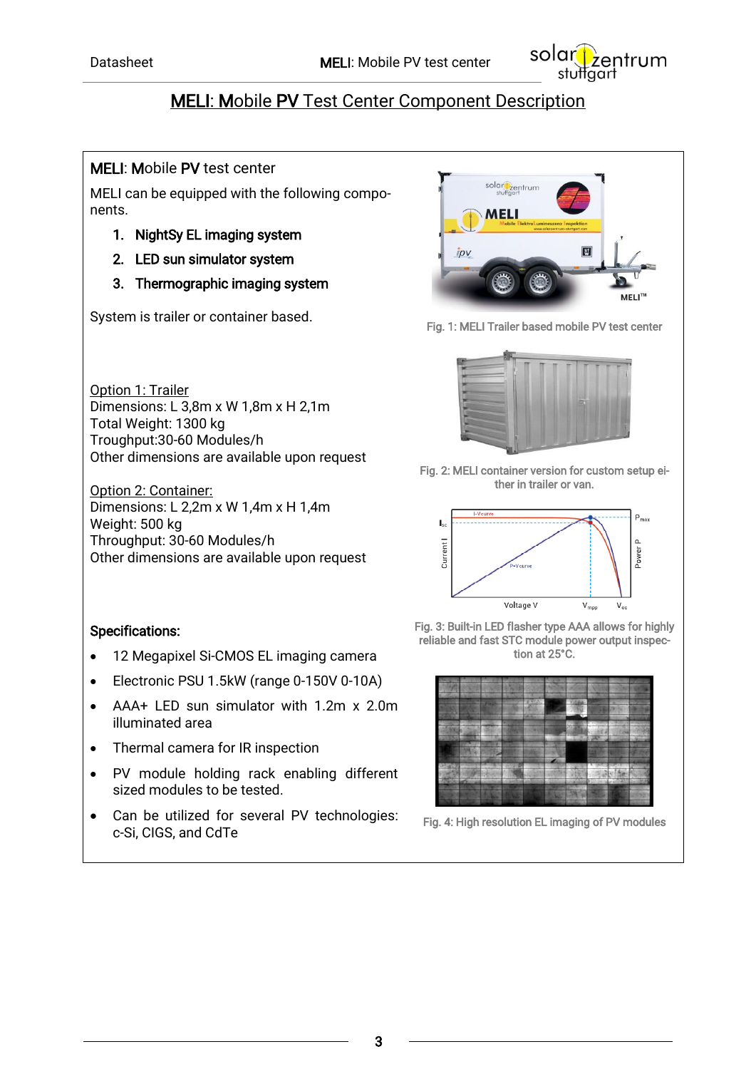# MELI: Mobile PV Test Center Component Description

**MELI**: **M**obile **PV** test center

MELI can be equipped with the following components.

1. NightSy EL imaging system
2. LED sun simulator system
3. Thermographic imaging system

System is trailer or container based.

Fig. 1: MELI Trailer based mobile PV test center

Option 1: Trailer
Dimensions: L 3,8m x W 1,8m x H 2,1m
Total Weight: 1300 kg
Troughput:30-60 Modules/h
Other dimensions are available upon request

Fig. 2: MELI container version for custom setup either in trailer or van.

Option 2: Container:
Dimensions: L 2,2m x W 1,4m x H 1,4m
Weight: 500 kg
Throughput: 30-60 Modules/h
Other dimensions are available upon request

Fig. 3: Built-in LED flasher type AAA allows for highly reliable and fast STC module power output inspection at 25°C.

**Specifications:**

- 12 Megapixel Si-CMOS EL imaging camera
- Electronic PSU 1.5kW (range 0-150V 0-10A)
- AAA+ LED sun simulator with 1.2m x 2.0m illuminated area
- Thermal camera for IR inspection
- PV module holding rack enabling different sized modules to be tested.
- Can be utilized for several PV technologies: c-Si, CIGS, and CdTe

Fig. 4: High resolution EL imaging of PV modules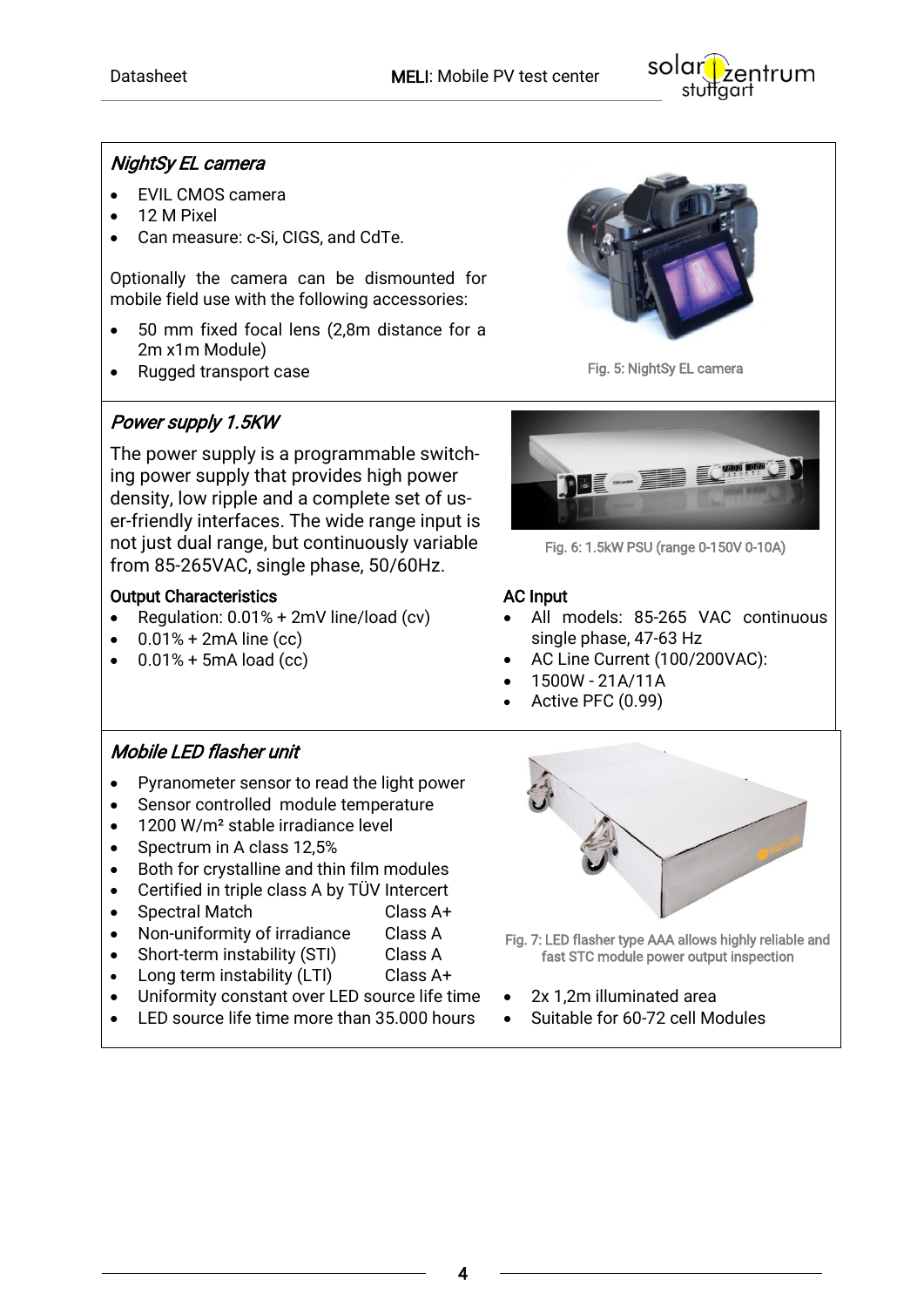## *NightSy EL camera*

- EVIL CMOS camera
- 12 M Pixel
- Can measure: c-Si, CIGS, and CdTe.

Optionally the camera can be dismounted for mobile field use with the following accessories:

- 50 mm fixed focal lens (2,8m distance for a 2m x1m Module)
- Rugged transport case

Fig. 5: NightSy EL camera

## *Power supply 1.5KW*

The power supply is a programmable switching power supply that provides high power density, low ripple and a complete set of user-friendly interfaces. The wide range input is not just dual range, but continuously variable from 85-265VAC, single phase, 50/60Hz.

Fig. 6: 1.5kW PSU (range 0-150V 0-10A)

### Output Characteristics

- Regulation: 0.01% + 2mV line/load (cv)
- 0.01% + 2mA line (cc)
- 0.01% + 5mA load (cc)

### AC Input

- All models: 85-265 VAC continuous single phase, 47-63 Hz
- AC Line Current (100/200VAC):
- 1500W - 21A/11A
- Active PFC (0.99)

## *Mobile LED flasher unit*

- Pyranometer sensor to read the light power
- Sensor controlled module temperature
- 1200 W/m² stable irradiance level
- Spectrum in A class 12,5%
- Both for crystalline and thin film modules
- Certified in triple class A by TÜV Intercert
- Spectral Match Class A+
- Non-uniformity of irradiance Class A
- Short-term instability (STI) Class A
- Long term instability (LTI) Class A+
- Uniformity constant over LED source life time
- LED source life time more than 35.000 hours

Fig. 7: LED flasher type AAA allows highly reliable and fast STC module power output inspection

- 2x 1,2m illuminated area
- Suitable for 60-72 cell Modules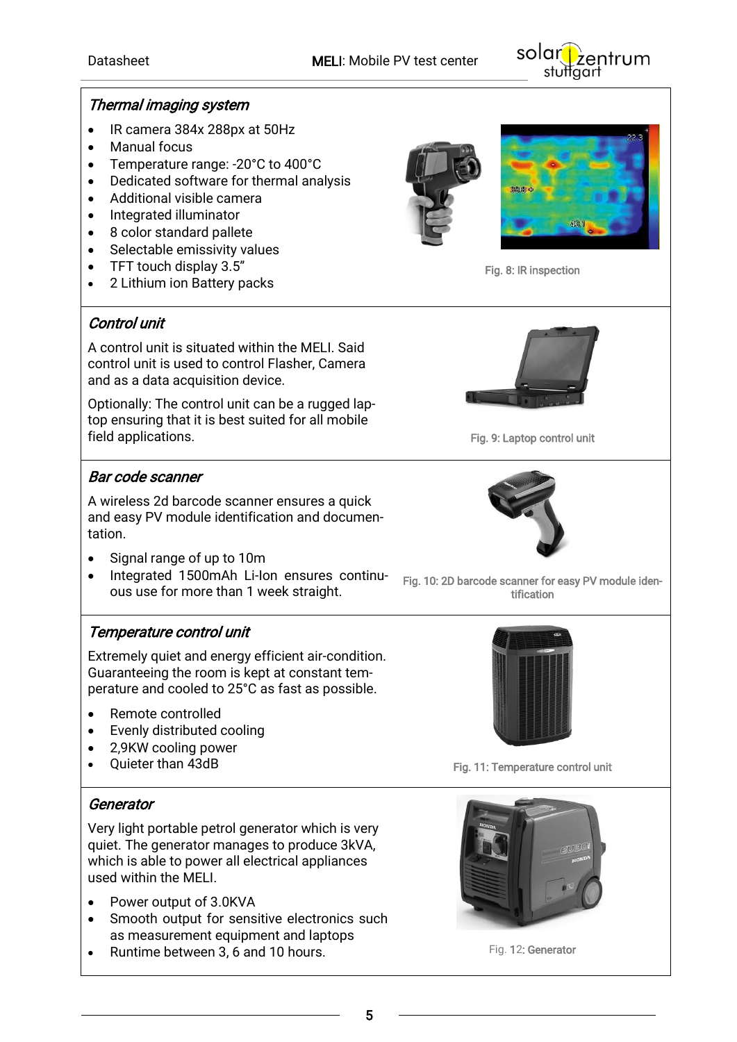### *Thermal imaging system*

- IR camera 384x 288px at 50Hz
- Manual focus
- Temperature range: -20°C to 400°C
- Dedicated software for thermal analysis
- Additional visible camera
- Integrated illuminator
- 8 color standard pallete
- Selectable emissivity values
- TFT touch display 3.5"
- 2 Lithium ion Battery packs

Fig. 8: IR inspection

### *Control unit*

A control unit is situated within the MELI. Said control unit is used to control Flasher, Camera and as a data acquisition device.

Optionally: The control unit can be a rugged laptop ensuring that it is best suited for all mobile field applications.

Fig. 9: Laptop control unit

### *Bar code scanner*

A wireless 2d barcode scanner ensures a quick and easy PV module identification and documentation.

- Signal range of up to 10m
- Integrated 1500mAh Li-Ion ensures continuous use for more than 1 week straight.

Fig. 10: 2D barcode scanner for easy PV module identification

### *Temperature control unit*

Extremely quiet and energy efficient air-condition. Guaranteeing the room is kept at constant temperature and cooled to 25°C as fast as possible.

- Remote controlled
- Evenly distributed cooling
- 2,9KW cooling power
- Quieter than 43dB

Fig. 11: Temperature control unit

### *Generator*

Very light portable petrol generator which is very quiet. The generator manages to produce 3kVA, which is able to power all electrical appliances used within the MELI.

- Power output of 3.0KVA
- Smooth output for sensitive electronics such as measurement equipment and laptops
- Runtime between 3, 6 and 10 hours.

Fig. 12: Generator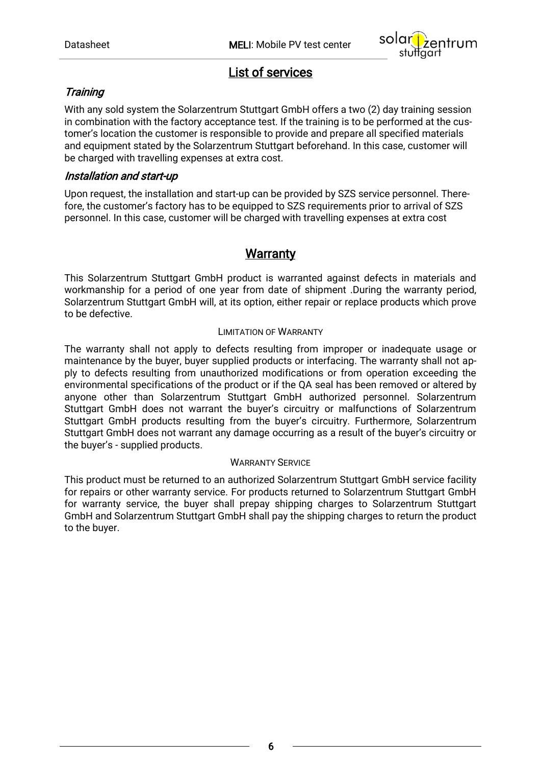# List of services

## *Training*

With any sold system the Solarzentrum Stuttgart GmbH offers a two (2) day training session in combination with the factory acceptance test. If the training is to be performed at the customer's location the customer is responsible to provide and prepare all specified materials and equipment stated by the Solarzentrum Stuttgart beforehand. In this case, customer will be charged with travelling expenses at extra cost.

## *Installation and start-up*

Upon request, the installation and start-up can be provided by SZS service personnel. Therefore, the customer's factory has to be equipped to SZS requirements prior to arrival of SZS personnel. In this case, customer will be charged with travelling expenses at extra cost

# Warranty

This Solarzentrum Stuttgart GmbH product is warranted against defects in materials and workmanship for a period of one year from date of shipment .During the warranty period, Solarzentrum Stuttgart GmbH will, at its option, either repair or replace products which prove to be defective.

### LIMITATION OF WARRANTY

The warranty shall not apply to defects resulting from improper or inadequate usage or maintenance by the buyer, buyer supplied products or interfacing. The warranty shall not apply to defects resulting from unauthorized modifications or from operation exceeding the environmental specifications of the product or if the QA seal has been removed or altered by anyone other than Solarzentrum Stuttgart GmbH authorized personnel. Solarzentrum Stuttgart GmbH does not warrant the buyer's circuitry or malfunctions of Solarzentrum Stuttgart GmbH products resulting from the buyer's circuitry. Furthermore, Solarzentrum Stuttgart GmbH does not warrant any damage occurring as a result of the buyer's circuitry or the buyer's - supplied products.

### WARRANTY SERVICE

This product must be returned to an authorized Solarzentrum Stuttgart GmbH service facility for repairs or other warranty service. For products returned to Solarzentrum Stuttgart GmbH for warranty service, the buyer shall prepay shipping charges to Solarzentrum Stuttgart GmbH and Solarzentrum Stuttgart GmbH shall pay the shipping charges to return the product to the buyer.